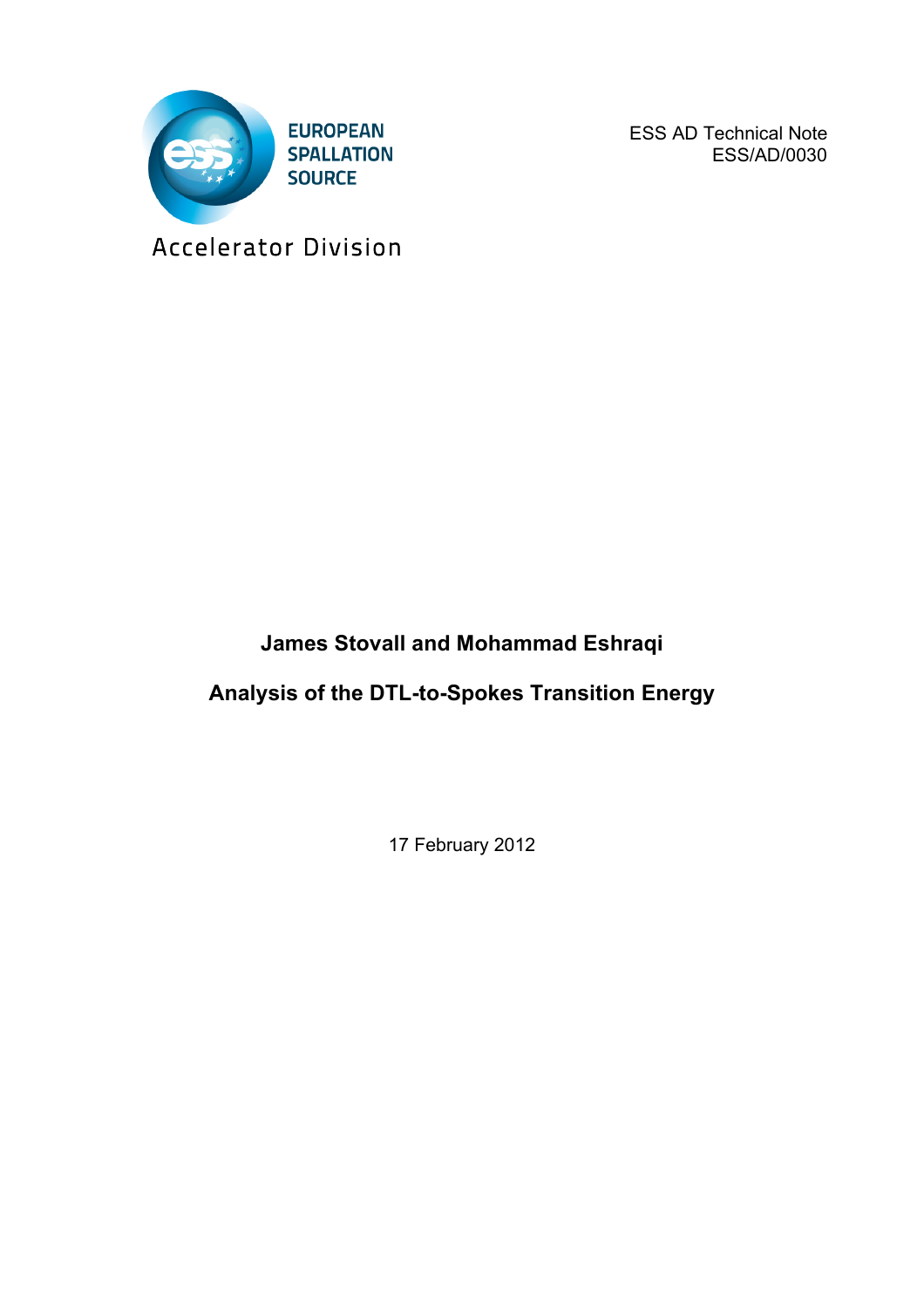EUROPEAN SPALLATION SOURCE

Accelerator Division

ESS AD Technical Note
ESS/AD/0030

**James Stovall and Mohammad Eshraqi**

**Analysis of the DTL-to-Spokes Transition Energy**

17 February 2012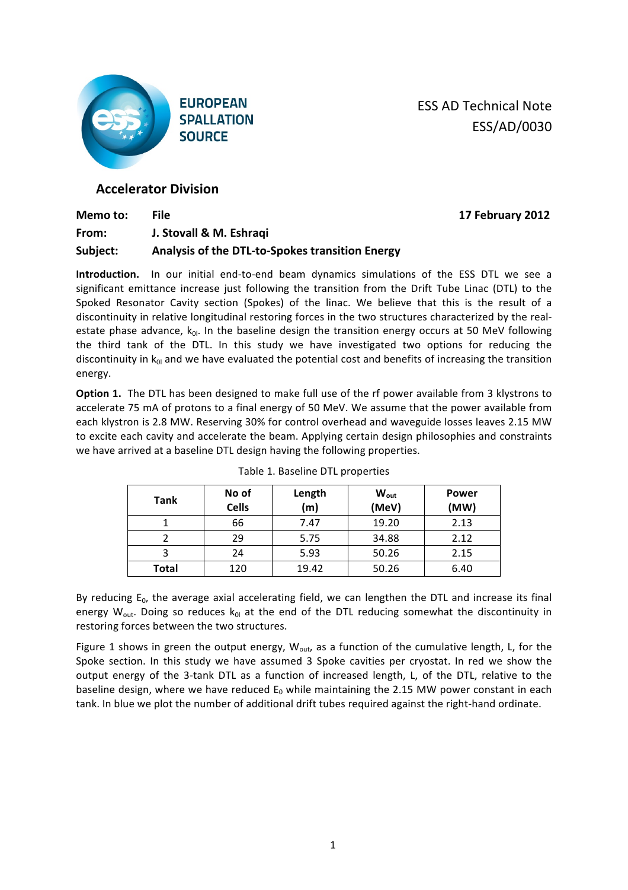ESS AD Technical Note
ESS/AD/0030

## Accelerator Division

**Memo to:** File **17 February 2012**

**From:** J. Stovall & M. Eshraqi

**Subject:** **Analysis of the DTL-to-Spokes transition Energy**

**Introduction.** In our initial end-to-end beam dynamics simulations of the ESS DTL we see a significant emittance increase just following the transition from the Drift Tube Linac (DTL) to the Spoked Resonator Cavity section (Spokes) of the linac. We believe that this is the result of a discontinuity in relative longitudinal restoring forces in the two structures characterized by the real-estate phase advance, $k_{0l}$. In the baseline design the transition energy occurs at 50 MeV following the third tank of the DTL. In this study we have investigated two options for reducing the discontinuity in $k_{0l}$ and we have evaluated the potential cost and benefits of increasing the transition energy.

**Option 1.** The DTL has been designed to make full use of the rf power available from 3 klystrons to accelerate 75 mA of protons to a final energy of 50 MeV. We assume that the power available from each klystron is 2.8 MW. Reserving 30% for control overhead and waveguide losses leaves 2.15 MW to excite each cavity and accelerate the beam. Applying certain design philosophies and constraints we have arrived at a baseline DTL design having the following properties.

Table 1. Baseline DTL properties

| Tank | No of Cells | Length (m) | $W_{out}$ (MeV) | Power (MW) |
|---|---|---|---|---|
| 1 | 66 | 7.47 | 19.20 | 2.13 |
| 2 | 29 | 5.75 | 34.88 | 2.12 |
| 3 | 24 | 5.93 | 50.26 | 2.15 |
| **Total** | 120 | 19.42 | 50.26 | 6.40 |

By reducing $E_0$, the average axial accelerating field, we can lengthen the DTL and increase its final energy $W_{out}$. Doing so reduces $k_{0l}$ at the end of the DTL reducing somewhat the discontinuity in restoring forces between the two structures.

Figure 1 shows in green the output energy, $W_{out}$, as a function of the cumulative length, L, for the Spoke section. In this study we have assumed 3 Spoke cavities per cryostat. In red we show the output energy of the 3-tank DTL as a function of increased length, L, of the DTL, relative to the baseline design, where we have reduced $E_0$ while maintaining the 2.15 MW power constant in each tank. In blue we plot the number of additional drift tubes required against the right-hand ordinate.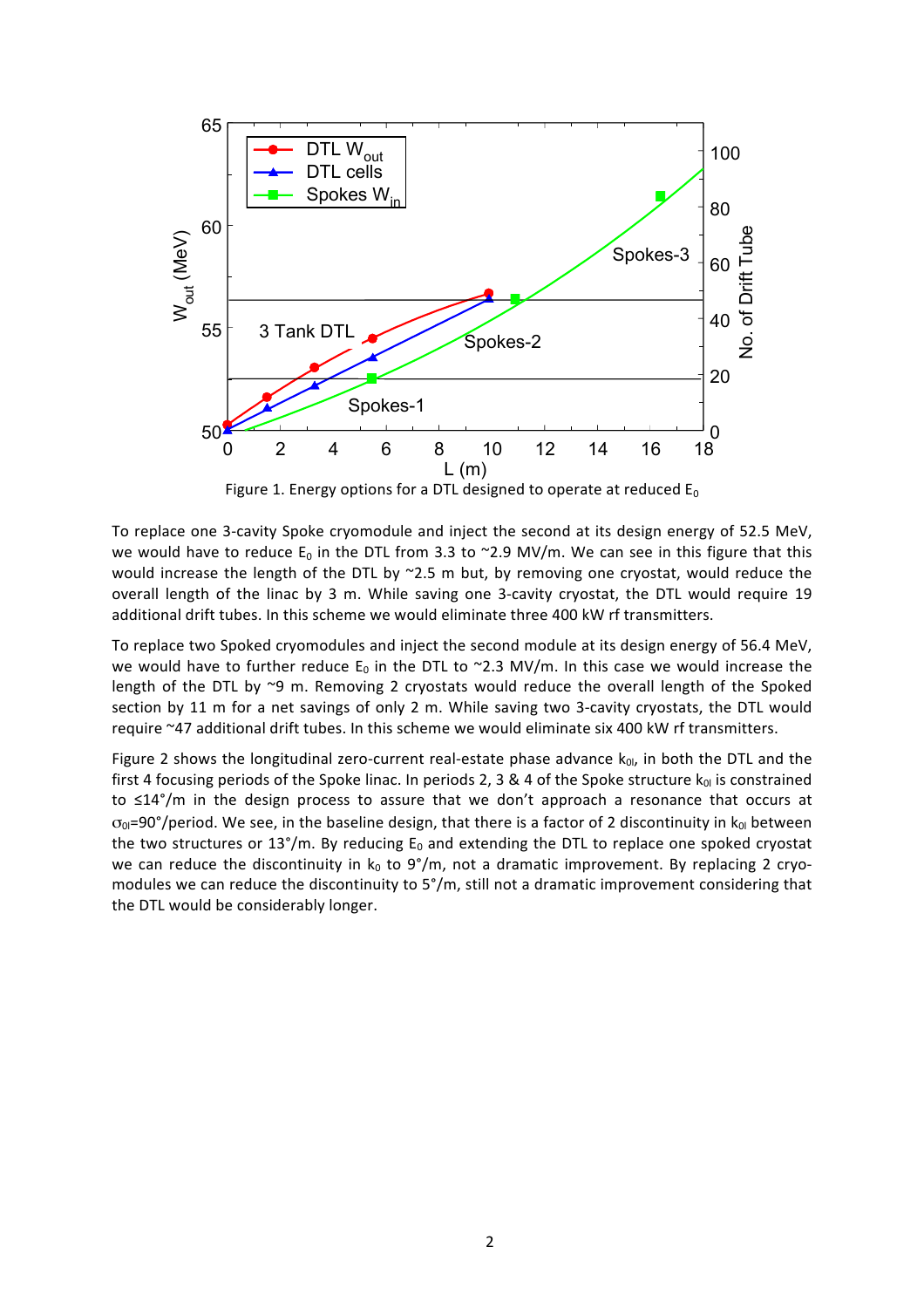Figure 1. Energy options for a DTL designed to operate at reduced $E_0$

To replace one 3-cavity Spoke cryomodule and inject the second at its design energy of 52.5 MeV, we would have to reduce $E_0$ in the DTL from 3.3 to ~2.9 MV/m. We can see in this figure that this would increase the length of the DTL by ~2.5 m but, by removing one cryostat, would reduce the overall length of the linac by 3 m. While saving one 3-cavity cryostat, the DTL would require 19 additional drift tubes. In this scheme we would eliminate three 400 kW rf transmitters.

To replace two Spoked cryomodules and inject the second module at its design energy of 56.4 MeV, we would have to further reduce $E_0$ in the DTL to ~2.3 MV/m. In this case we would increase the length of the DTL by ~9 m. Removing 2 cryostats would reduce the overall length of the Spoked section by 11 m for a net savings of only 2 m. While saving two 3-cavity cryostats, the DTL would require ~47 additional drift tubes. In this scheme we would eliminate six 400 kW rf transmitters.

Figure 2 shows the longitudinal zero-current real-estate phase advance $k_{0l}$, in both the DTL and the first 4 focusing periods of the Spoke linac. In periods 2, 3 & 4 of the Spoke structure $k_{0l}$ is constrained to ≤14°/m in the design process to assure that we don't approach a resonance that occurs at $\sigma_{0l}$=90°/period. We see, in the baseline design, that there is a factor of 2 discontinuity in $k_{0l}$ between the two structures or 13°/m. By reducing $E_0$ and extending the DTL to replace one spoked cryostat we can reduce the discontinuity in $k_0$ to 9°/m, not a dramatic improvement. By replacing 2 cryo-modules we can reduce the discontinuity to 5°/m, still not a dramatic improvement considering that the DTL would be considerably longer.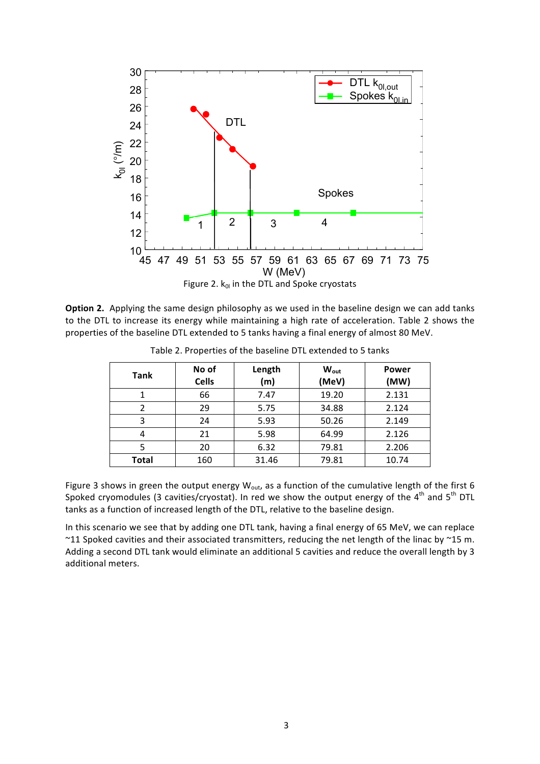Figure 2. $k_{0l}$ in the DTL and Spoke cryostats

**Option 2.** Applying the same design philosophy as we used in the baseline design we can add tanks to the DTL to increase its energy while maintaining a high rate of acceleration. Table 2 shows the properties of the baseline DTL extended to 5 tanks having a final energy of almost 80 MeV.

Table 2. Properties of the baseline DTL extended to 5 tanks

| Tank | No of Cells | Length (m) | $W_{out}$ (MeV) | Power (MW) |
|---|---|---|---|---|
| 1 | 66 | 7.47 | 19.20 | 2.131 |
| 2 | 29 | 5.75 | 34.88 | 2.124 |
| 3 | 24 | 5.93 | 50.26 | 2.149 |
| 4 | 21 | 5.98 | 64.99 | 2.126 |
| 5 | 20 | 6.32 | 79.81 | 2.206 |
| **Total** | 160 | 31.46 | 79.81 | 10.74 |

Figure 3 shows in green the output energy $W_{out}$, as a function of the cumulative length of the first 6 Spoked cryomodules (3 cavities/cryostat). In red we show the output energy of the 4th and 5th DTL tanks as a function of increased length of the DTL, relative to the baseline design.

In this scenario we see that by adding one DTL tank, having a final energy of 65 MeV, we can replace ~11 Spoked cavities and their associated transmitters, reducing the net length of the linac by ~15 m. Adding a second DTL tank would eliminate an additional 5 cavities and reduce the overall length by 3 additional meters.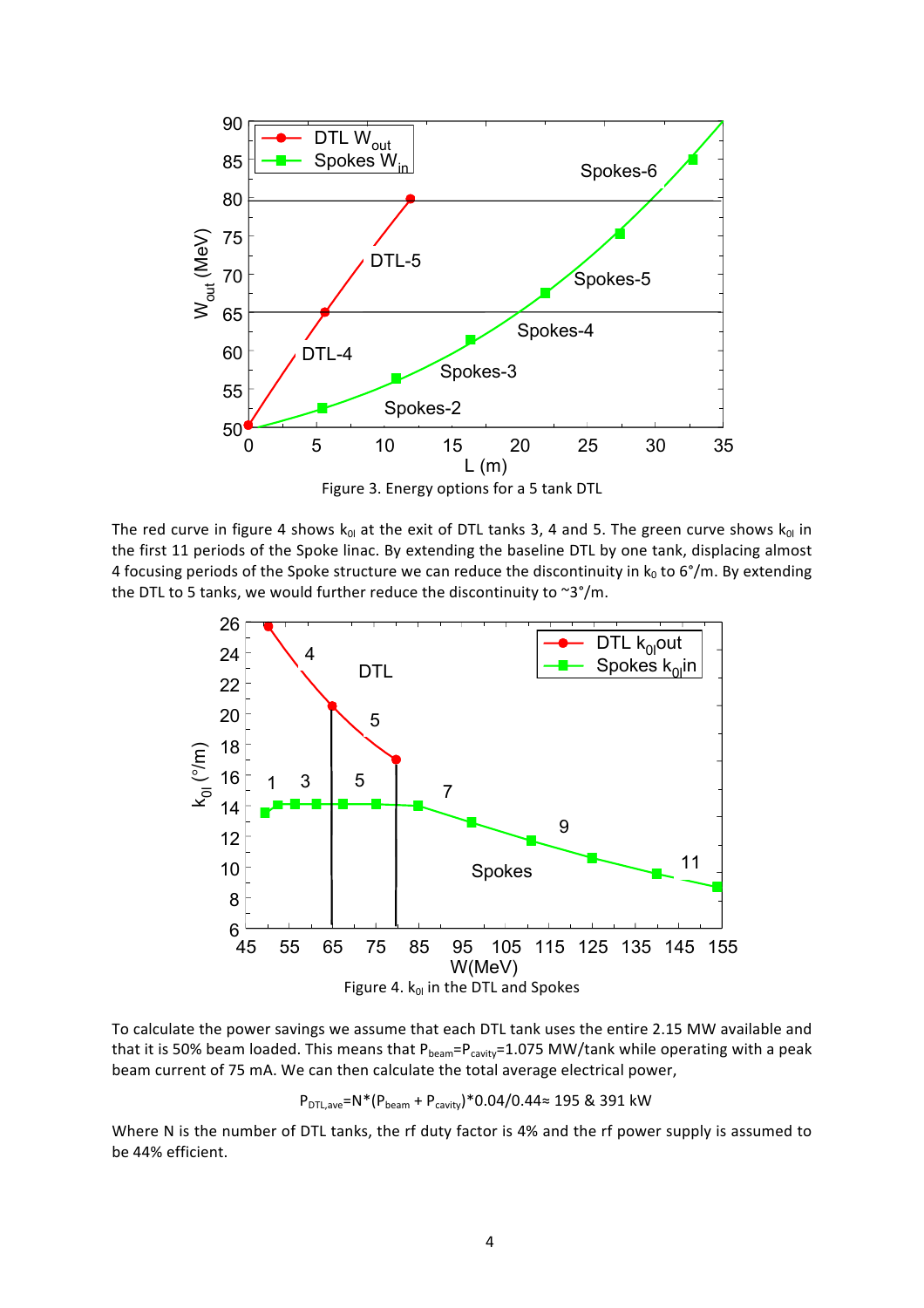Figure 3. Energy options for a 5 tank DTL

The red curve in figure 4 shows $k_{0l}$ at the exit of DTL tanks 3, 4 and 5. The green curve shows $k_{0l}$ in the first 11 periods of the Spoke linac. By extending the baseline DTL by one tank, displacing almost 4 focusing periods of the Spoke structure we can reduce the discontinuity in $k_0$ to 6°/m. By extending the DTL to 5 tanks, we would further reduce the discontinuity to ~3°/m.

Figure 4. $k_{0l}$ in the DTL and Spokes

To calculate the power savings we assume that each DTL tank uses the entire 2.15 MW available and that it is 50% beam loaded. This means that $P_{beam}=P_{cavity}=1.075$ MW/tank while operating with a peak beam current of 75 mA. We can then calculate the total average electrical power,

$$P_{DTL,ave}=N*(P_{beam} + P_{cavity})*0.04/0.44 \approx 195 \ \& \ 391 \text{ kW}$$

Where N is the number of DTL tanks, the rf duty factor is 4% and the rf power supply is assumed to be 44% efficient.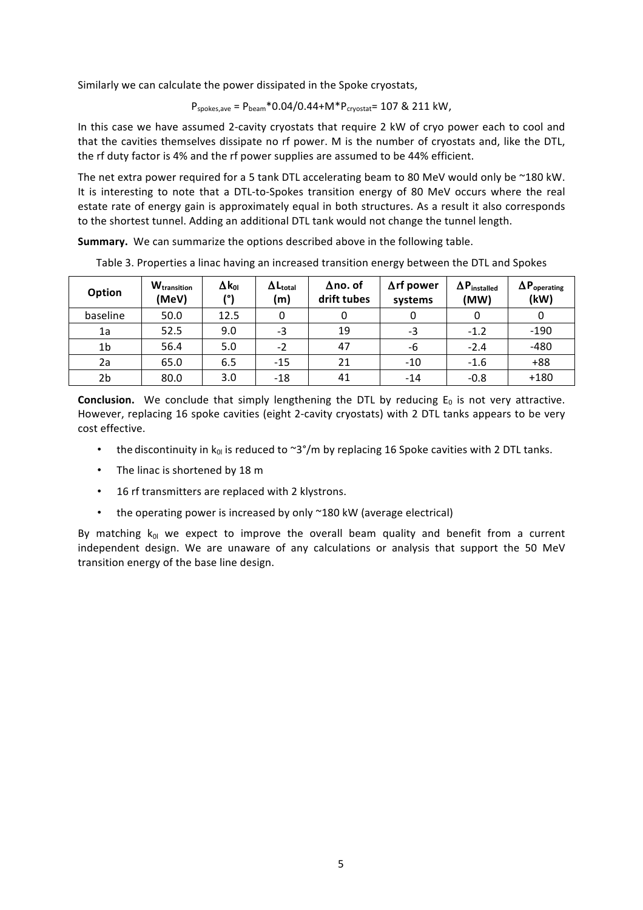Similarly we can calculate the power dissipated in the Spoke cryostats,

$$P_{spokes,ave} = P_{beam}*0.04/0.44+M*P_{cryostat}= 107 \; \& \; 211 \text{ kW},$$

In this case we have assumed 2-cavity cryostats that require 2 kW of cryo power each to cool and that the cavities themselves dissipate no rf power. M is the number of cryostats and, like the DTL, the rf duty factor is 4% and the rf power supplies are assumed to be 44% efficient.

The net extra power required for a 5 tank DTL accelerating beam to 80 MeV would only be ~180 kW. It is interesting to note that a DTL-to-Spokes transition energy of 80 MeV occurs where the real estate rate of energy gain is approximately equal in both structures. As a result it also corresponds to the shortest tunnel. Adding an additional DTL tank would not change the tunnel length.

**Summary.** We can summarize the options described above in the following table.

Table 3. Properties a linac having an increased transition energy between the DTL and Spokes

| Option | $W_{transition}$ (MeV) | $\Delta k_{0l}$ (°) | $\Delta L_{total}$ (m) | $\Delta$no. of drift tubes | $\Delta$rf power systems | $\Delta P_{installed}$ (MW) | $\Delta P_{operating}$ (kW) |
|---|---|---|---|---|---|---|---|
| baseline | 50.0 | 12.5 | 0 | 0 | 0 | 0 | 0 |
| 1a | 52.5 | 9.0 | -3 | 19 | -3 | -1.2 | -190 |
| 1b | 56.4 | 5.0 | -2 | 47 | -6 | -2.4 | -480 |
| 2a | 65.0 | 6.5 | -15 | 21 | -10 | -1.6 | +88 |
| 2b | 80.0 | 3.0 | -18 | 41 | -14 | -0.8 | +180 |

**Conclusion.** We conclude that simply lengthening the DTL by reducing $E_0$ is not very attractive. However, replacing 16 spoke cavities (eight 2-cavity cryostats) with 2 DTL tanks appears to be very cost effective.

- the discontinuity in $k_{0l}$ is reduced to ~3°/m by replacing 16 Spoke cavities with 2 DTL tanks.
- The linac is shortened by 18 m
- 16 rf transmitters are replaced with 2 klystrons.
- the operating power is increased by only ~180 kW (average electrical)

By matching $k_{0l}$ we expect to improve the overall beam quality and benefit from a current independent design. We are unaware of any calculations or analysis that support the 50 MeV transition energy of the base line design.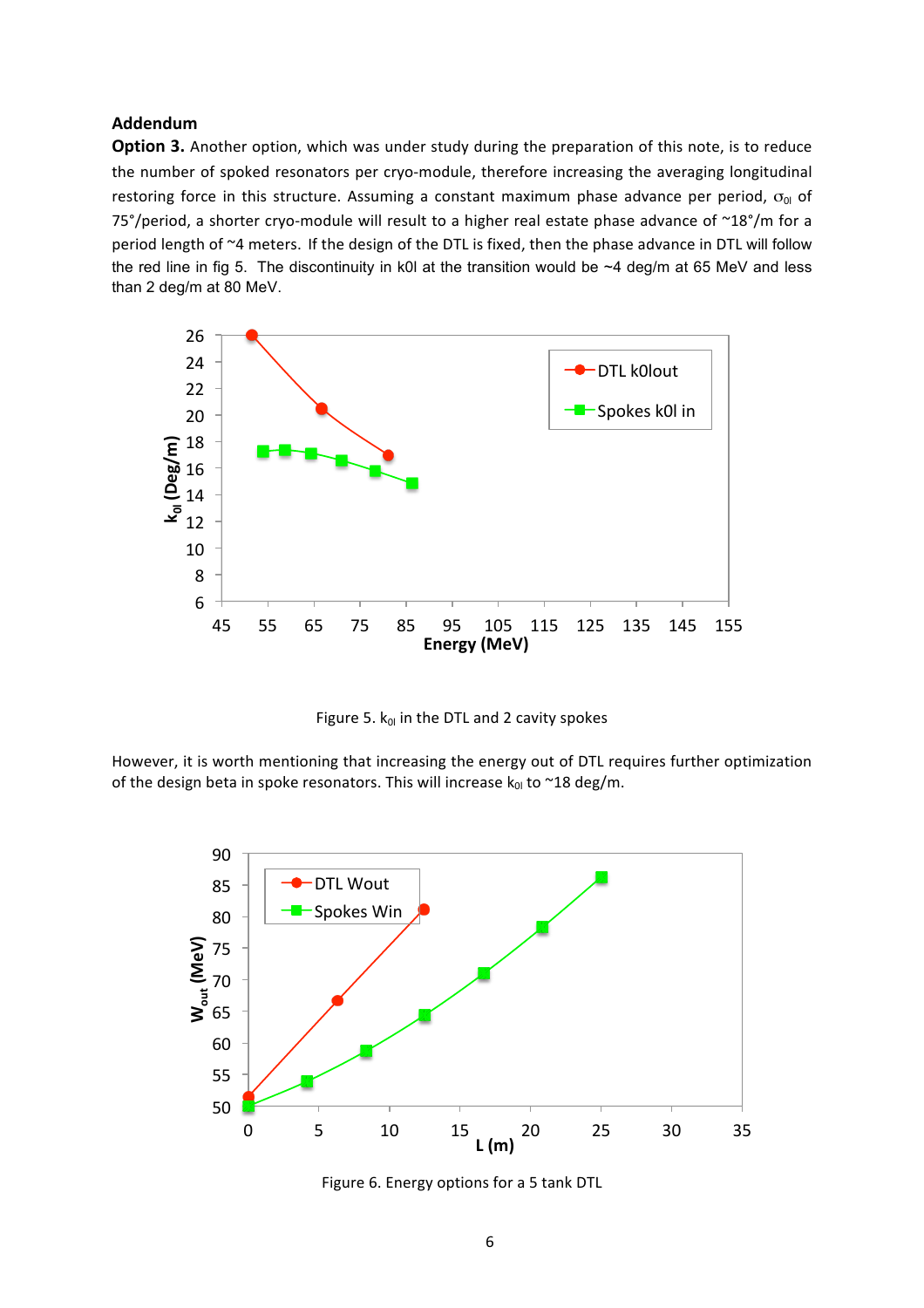**Addendum**

**Option 3.** Another option, which was under study during the preparation of this note, is to reduce the number of spoked resonators per cryo-module, therefore increasing the averaging longitudinal restoring force in this structure. Assuming a constant maximum phase advance per period, $\sigma_{0l}$ of 75°/period, a shorter cryo-module will result to a higher real estate phase advance of ~18°/m for a period length of ~4 meters. If the design of the DTL is fixed, then the phase advance in DTL will follow the red line in fig 5. The discontinuity in k0l at the transition would be ~4 deg/m at 65 MeV and less than 2 deg/m at 80 MeV.

Figure 5. $k_{0l}$ in the DTL and 2 cavity spokes

However, it is worth mentioning that increasing the energy out of DTL requires further optimization of the design beta in spoke resonators. This will increase $k_{0l}$ to ~18 deg/m.

Figure 6. Energy options for a 5 tank DTL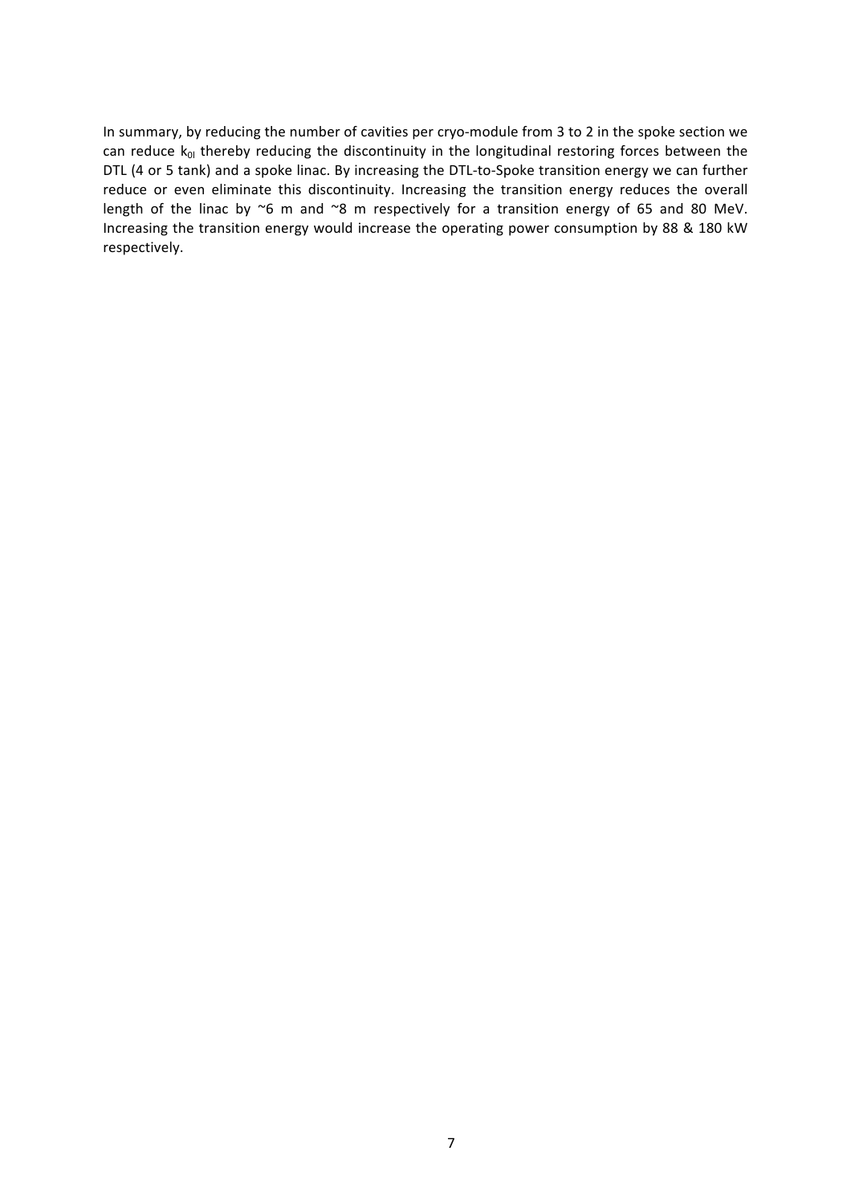In summary, by reducing the number of cavities per cryo-module from 3 to 2 in the spoke section we can reduce $k_{0l}$ thereby reducing the discontinuity in the longitudinal restoring forces between the DTL (4 or 5 tank) and a spoke linac. By increasing the DTL-to-Spoke transition energy we can further reduce or even eliminate this discontinuity. Increasing the transition energy reduces the overall length of the linac by ~6 m and ~8 m respectively for a transition energy of 65 and 80 MeV. Increasing the transition energy would increase the operating power consumption by 88 & 180 kW respectively.